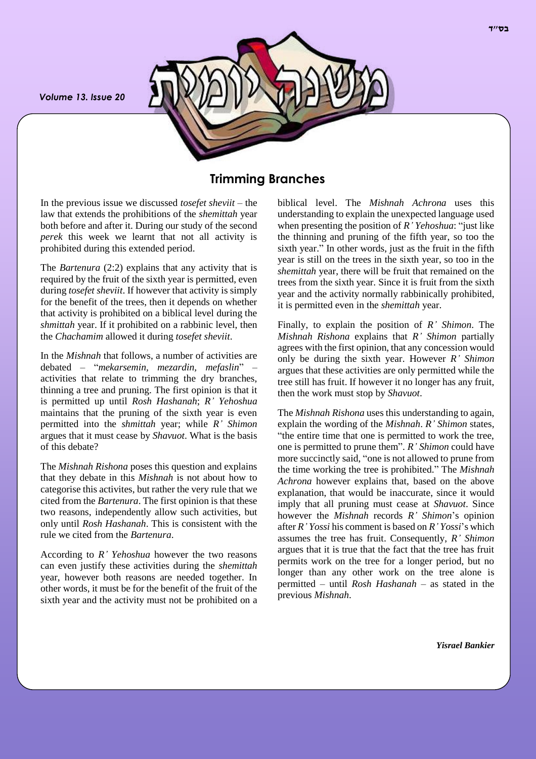# Trimming Branches

In the previous issue we discussed *tosefet sheviit* – the law that extends the prohibitions of the *shemittah* year both before and after it. During our study of the second *perek* this week we learnt that not all activity is prohibited during this extended period.

The *Bartenura* (2:2) explains that any activity that is required by the fruit of the sixth year is permitted, even during *tosefet sheviit*. If however that activity is simply for the benefit of the trees, then it depends on whether that activity is prohibited on a biblical level during the *shmittah* year. If it prohibited on a rabbinic level, then the *Chachamim* allowed it during *tosefet sheviit*.

In the *Mishnah* that follows, a number of activities are debated – "*mekarsemin, mezardin, mefaslin*" – activities that relate to trimming the dry branches, thinning a tree and pruning. The first opinion is that it is permitted up until *Rosh Hashanah*; *R' Yehoshua* maintains that the pruning of the sixth year is even permitted into the *shmittah* year; while *R' Shimon* argues that it must cease by *Shavuot*. What is the basis of this debate?

The *Mishnah Rishona* poses this question and explains that they debate in this *Mishnah* is not about how to categorise this activites, but rather the very rule that we cited from the *Bartenura*. The first opinion is that these two reasons, independently allow such activities, but only until *Rosh Hashanah*. This is consistent with the rule we cited from the *Bartenura*.

According to *R' Yehoshua* however the two reasons can even justify these activities during the *shemittah* year, however both reasons are needed together. In other words, it must be for the benefit of the fruit of the sixth year and the activity must not be prohibited on a biblical level. The *Mishnah Achrona* uses this understanding to explain the unexpected language used when presenting the position of *R' Yehoshua*: "just like the thinning and pruning of the fifth year, so too the sixth year." In other words, just as the fruit in the fifth year is still on the trees in the sixth year, so too in the *shemittah* year, there will be fruit that remained on the trees from the sixth year. Since it is fruit from the sixth year and the activity normally rabbinically prohibited, it is permitted even in the *shemittah* year.

Finally, to explain the position of *R' Shimon*. The *Mishnah Rishona* explains that *R' Shimon* partially agrees with the first opinion, that any concession would only be during the sixth year. However *R' Shimon* argues that these activities are only permitted while the tree still has fruit. If however it no longer has any fruit, then the work must stop by *Shavuot*.

The *Mishnah Rishona* uses this understanding to again, explain the wording of the *Mishnah*. *R' Shimon* states, "the entire time that one is permitted to work the tree, one is permitted to prune them". *R' Shimon* could have more succinctly said, "one is not allowed to prune from the time working the tree is prohibited." The *Mishnah Achrona* however explains that, based on the above explanation, that would be inaccurate, since it would imply that all pruning must cease at *Shavuot*. Since however the *Mishnah* records *R' Shimon*'s opinion after *R' Yossi* his comment is based on *R' Yossi*'s which assumes the tree has fruit. Consequently, *R' Shimon* argues that it is true that the fact that the tree has fruit permits work on the tree for a longer period, but no longer than any other work on the tree alone is permitted – until *Rosh Hashanah* – as stated in the previous *Mishnah*.

***Yisrael Bankier***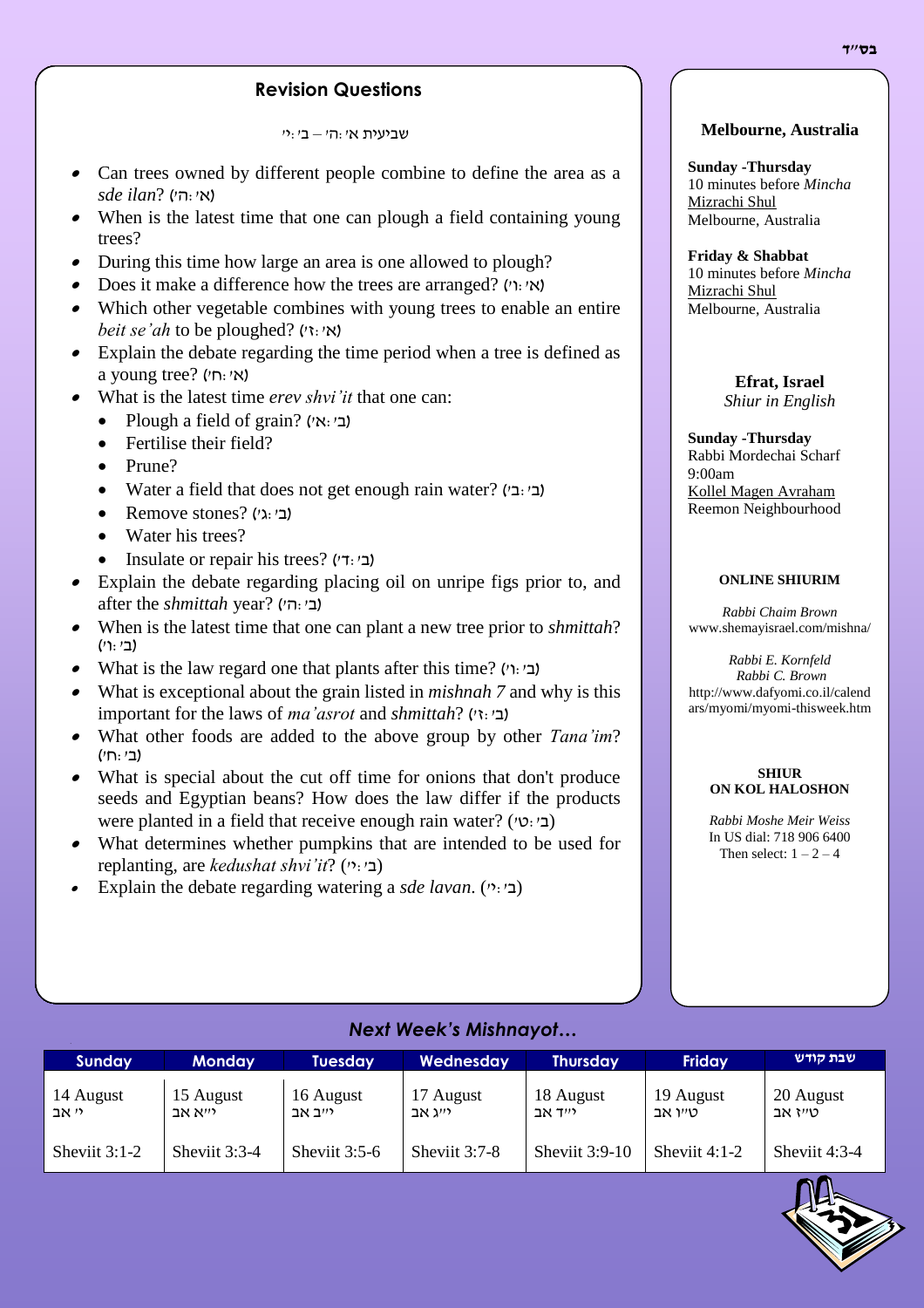## Revision Questions

שביעית א׳:ה׳ – ב׳:י׳

- Can trees owned by different people combine to define the area as a *sde ilan*? (א׳:ה׳)
- When is the latest time that one can plough a field containing young trees?
- During this time how large an area is one allowed to plough?
- Does it make a difference how the trees are arranged? (א׳:ו׳)
- Which other vegetable combines with young trees to enable an entire *beit se'ah* to be ploughed? (א׳:ז׳)
- Explain the debate regarding the time period when a tree is defined as a young tree? (א׳:ח׳)
- What is the latest time *erev shvi'it* that one can:
  - Plough a field of grain? (ב׳:א׳)
  - Fertilise their field?
  - Prune?
  - Water a field that does not get enough rain water? (ב׳:ב׳)
  - Remove stones? (ב׳:ג׳)
  - Water his trees?
  - Insulate or repair his trees? (ב׳:ד׳)
- Explain the debate regarding placing oil on unripe figs prior to, and after the *shmittah* year? (ב׳:ה׳)
- When is the latest time that one can plant a new tree prior to *shmittah*? (ב׳:ו׳)
- What is the law regard one that plants after this time? (ב׳:ו׳)
- What is exceptional about the grain listed in *mishnah 7* and why is this important for the laws of *ma'asrot* and *shmittah*? (ב׳:ז׳)
- What other foods are added to the above group by other *Tana'im*? (ב׳:ח׳)
- What is special about the cut off time for onions that don't produce seeds and Egyptian beans? How does the law differ if the products were planted in a field that receive enough rain water? (ב׳:ט׳)
- What determines whether pumpkins that are intended to be used for replanting, are *kedushat shvi'it*? (ב׳:י׳)
- Explain the debate regarding watering a *sde lavan*. (ב׳:י׳)

**Melbourne, Australia**

**Sunday -Thursday**
10 minutes before *Mincha*
Mizrachi Shul
Melbourne, Australia

**Friday & Shabbat**
10 minutes before *Mincha*
Mizrachi Shul
Melbourne, Australia

**Efrat, Israel**
*Shiur in English*

**Sunday -Thursday**
Rabbi Mordechai Scharf
9:00am
Kollel Magen Avraham
Reemon Neighbourhood

**ONLINE SHIURIM**

*Rabbi Chaim Brown*
www.shemayisrael.com/mishna/

*Rabbi E. Kornfeld*
*Rabbi C. Brown*
http://www.dafyomi.co.il/calendars/myomi/myomi-thisweek.htm

**SHIUR ON KOL HALOSHON**

*Rabbi Moshe Meir Weiss*
In US dial: 718 906 6400
Then select: 1 – 2 – 4

### *Next Week's Mishnayot…*

| Sunday | Monday | Tuesday | Wednesday | Thursday | Friday | שבת קודש |
|---|---|---|---|---|---|---|
| 14 August<br>י׳ אב | 15 August<br>י״א אב | 16 August<br>י״ב אב | 17 August<br>י״ג אב | 18 August<br>י״ד אב | 19 August<br>ט״ו אב | 20 August<br>ט״ז אב |
| Sheviit 3:1-2 | Sheviit 3:3-4 | Sheviit 3:5-6 | Sheviit 3:7-8 | Sheviit 3:9-10 | Sheviit 4:1-2 | Sheviit 4:3-4 |